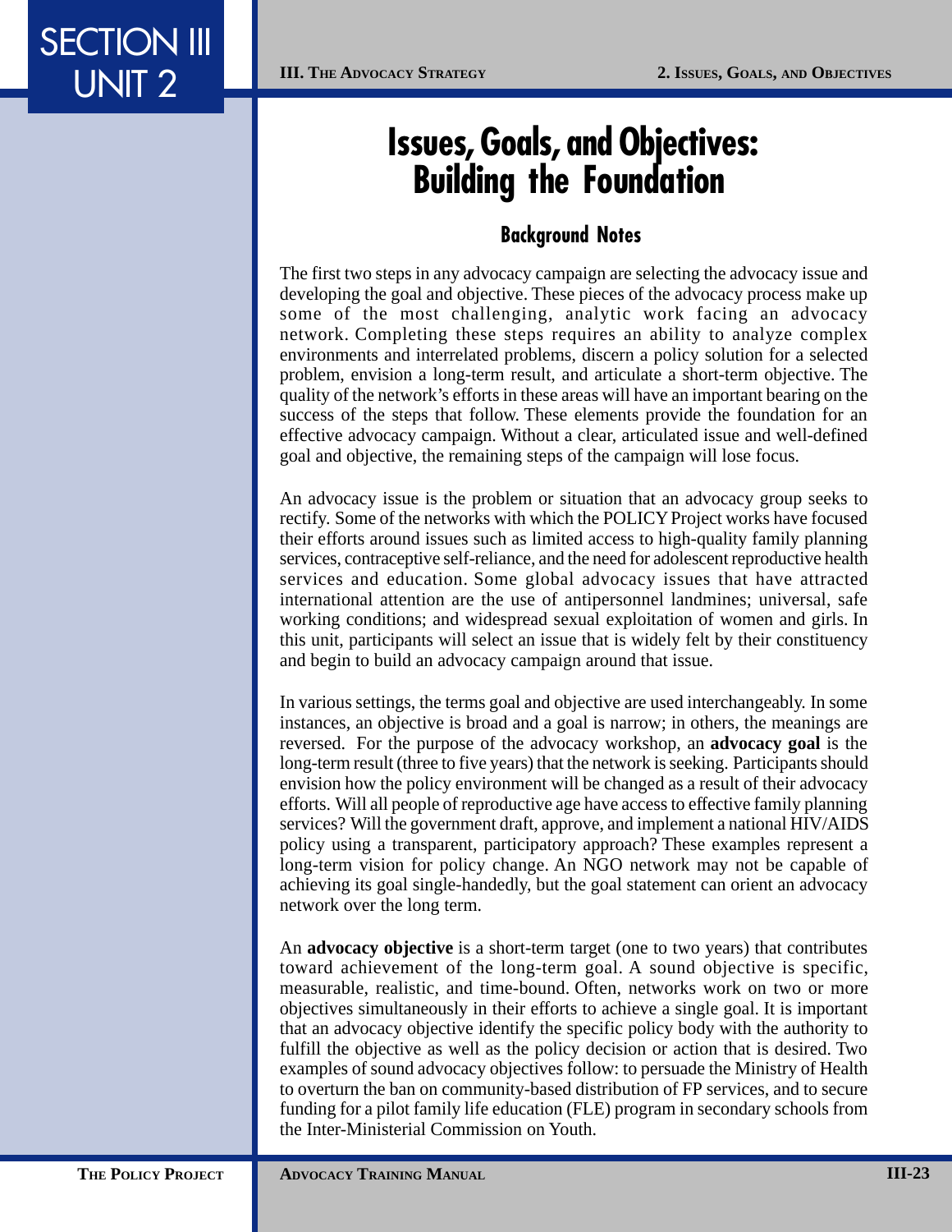# Issues, Goals, and Objectives: Building the Foundation

## Background Notes

The first two steps in any advocacy campaign are selecting the advocacy issue and developing the goal and objective. These pieces of the advocacy process make up some of the most challenging, analytic work facing an advocacy network. Completing these steps requires an ability to analyze complex environments and interrelated problems, discern a policy solution for a selected problem, envision a long-term result, and articulate a short-term objective. The quality of the network's efforts in these areas will have an important bearing on the success of the steps that follow. These elements provide the foundation for an effective advocacy campaign. Without a clear, articulated issue and well-defined goal and objective, the remaining steps of the campaign will lose focus.

An advocacy issue is the problem or situation that an advocacy group seeks to rectify. Some of the networks with which the POLICY Project works have focused their efforts around issues such as limited access to high-quality family planning services, contraceptive self-reliance, and the need for adolescent reproductive health services and education. Some global advocacy issues that have attracted international attention are the use of antipersonnel landmines; universal, safe working conditions; and widespread sexual exploitation of women and girls. In this unit, participants will select an issue that is widely felt by their constituency and begin to build an advocacy campaign around that issue.

In various settings, the terms goal and objective are used interchangeably. In some instances, an objective is broad and a goal is narrow; in others, the meanings are reversed. For the purpose of the advocacy workshop, an **advocacy goal** is the long-term result (three to five years) that the network is seeking. Participants should envision how the policy environment will be changed as a result of their advocacy efforts. Will all people of reproductive age have access to effective family planning services? Will the government draft, approve, and implement a national HIV/AIDS policy using a transparent, participatory approach? These examples represent a long-term vision for policy change. An NGO network may not be capable of achieving its goal single-handedly, but the goal statement can orient an advocacy network over the long term.

An **advocacy objective** is a short-term target (one to two years) that contributes toward achievement of the long-term goal. A sound objective is specific, measurable, realistic, and time-bound. Often, networks work on two or more objectives simultaneously in their efforts to achieve a single goal. It is important that an advocacy objective identify the specific policy body with the authority to fulfill the objective as well as the policy decision or action that is desired. Two examples of sound advocacy objectives follow: to persuade the Ministry of Health to overturn the ban on community-based distribution of FP services, and to secure funding for a pilot family life education (FLE) program in secondary schools from the Inter-Ministerial Commission on Youth.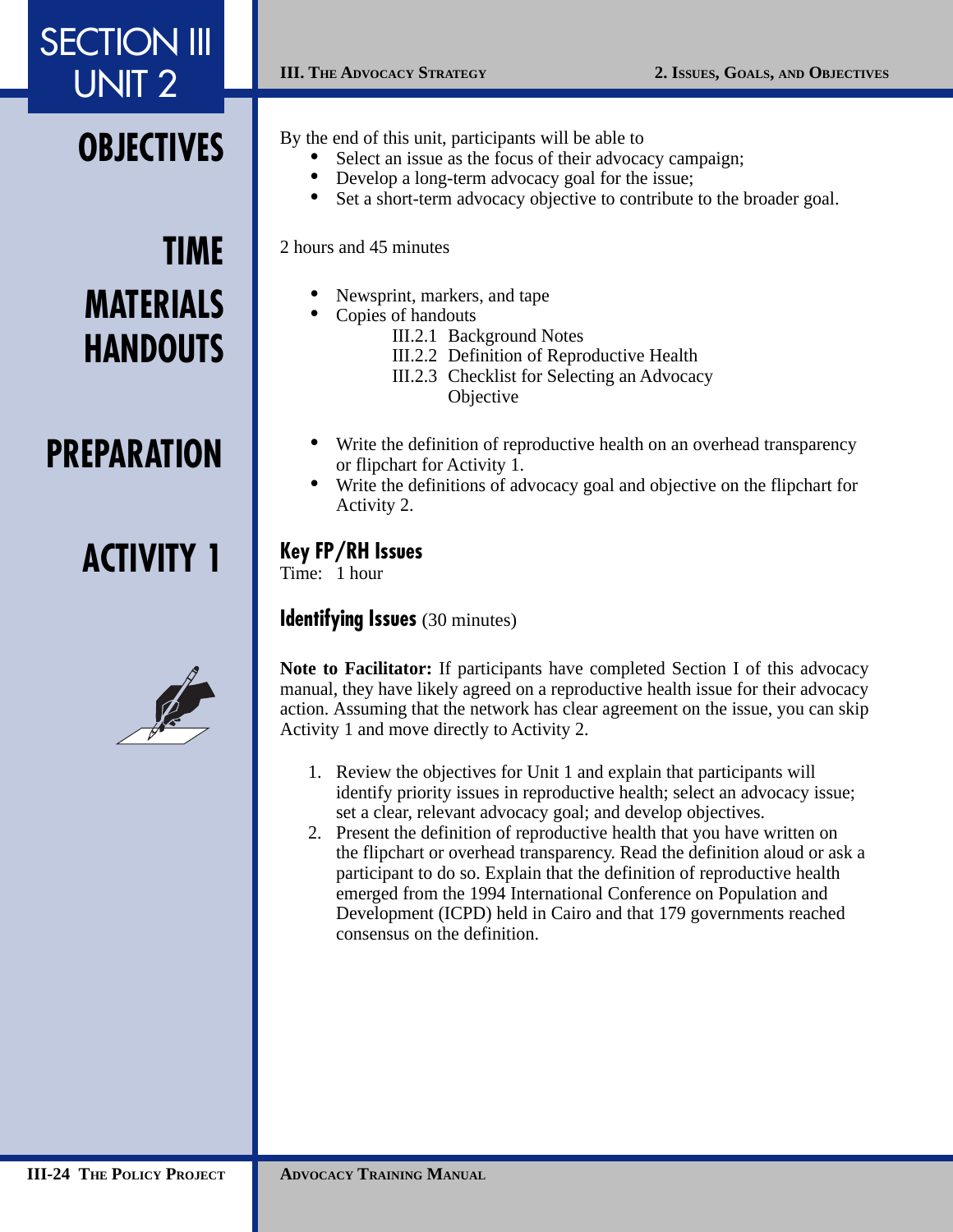# SECTION III UNIT 2

## OBJECTIVES

By the end of this unit, participants will be able to

- Select an issue as the focus of their advocacy campaign;
- Develop a long-term advocacy goal for the issue;
- Set a short-term advocacy objective to contribute to the broader goal.

## TIME

2 hours and 45 minutes

## MATERIALS

## HANDOUTS

- Newsprint, markers, and tape
- Copies of handouts
  - III.2.1 Background Notes
  - III.2.2 Definition of Reproductive Health
  - III.2.3 Checklist for Selecting an Advocacy Objective

## PREPARATION

- Write the definition of reproductive health on an overhead transparency or flipchart for Activity 1.
- Write the definitions of advocacy goal and objective on the flipchart for Activity 2.

## ACTIVITY 1

### Key FP/RH Issues

Time: 1 hour

### Identifying Issues (30 minutes)

**Note to Facilitator:** If participants have completed Section I of this advocacy manual, they have likely agreed on a reproductive health issue for their advocacy action. Assuming that the network has clear agreement on the issue, you can skip Activity 1 and move directly to Activity 2.

1. Review the objectives for Unit 1 and explain that participants will identify priority issues in reproductive health; select an advocacy issue; set a clear, relevant advocacy goal; and develop objectives.
2. Present the definition of reproductive health that you have written on the flipchart or overhead transparency. Read the definition aloud or ask a participant to do so. Explain that the definition of reproductive health emerged from the 1994 International Conference on Population and Development (ICPD) held in Cairo and that 179 governments reached consensus on the definition.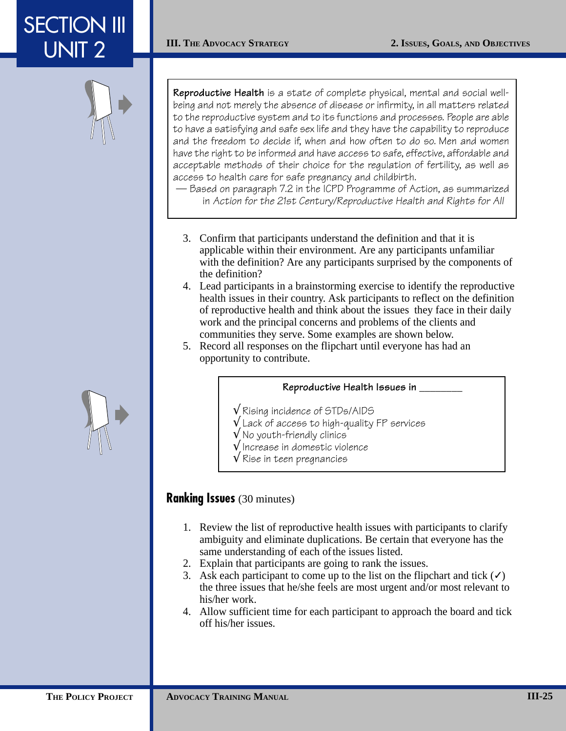**Reproductive Health** is a state of complete physical, mental and social well-being and not merely the absence of disease or infirmity, in all matters related to the reproductive system and to its functions and processes. People are able to have a satisfying and safe sex life and they have the capability to reproduce and the freedom to decide if, when and how often to do so. Men and women have the right to be informed and have access to safe, effective, affordable and acceptable methods of their choice for the regulation of fertility, as well as access to health care for safe pregnancy and childbirth.

— Based on paragraph 7.2 in the ICPD Programme of Action, as summarized in *Action for the 21st Century/Reproductive Health and Rights for All*

3. Confirm that participants understand the definition and that it is applicable within their environment. Are any participants unfamiliar with the definition? Are any participants surprised by the components of the definition?
4. Lead participants in a brainstorming exercise to identify the reproductive health issues in their country. Ask participants to reflect on the definition of reproductive health and think about the issues they face in their daily work and the principal concerns and problems of the clients and communities they serve. Some examples are shown below.
5. Record all responses on the flipchart until everyone has had an opportunity to contribute.

**Reproductive Health Issues in ________**

√ Rising incidence of STDs/AIDS
√ Lack of access to high-quality FP services
√ No youth-friendly clinics
√ Increase in domestic violence
√ Rise in teen pregnancies

### Ranking Issues (30 minutes)

1. Review the list of reproductive health issues with participants to clarify ambiguity and eliminate duplications. Be certain that everyone has the same understanding of each of the issues listed.
2. Explain that participants are going to rank the issues.
3. Ask each participant to come up to the list on the flipchart and tick (✓) the three issues that he/she feels are most urgent and/or most relevant to his/her work.
4. Allow sufficient time for each participant to approach the board and tick off his/her issues.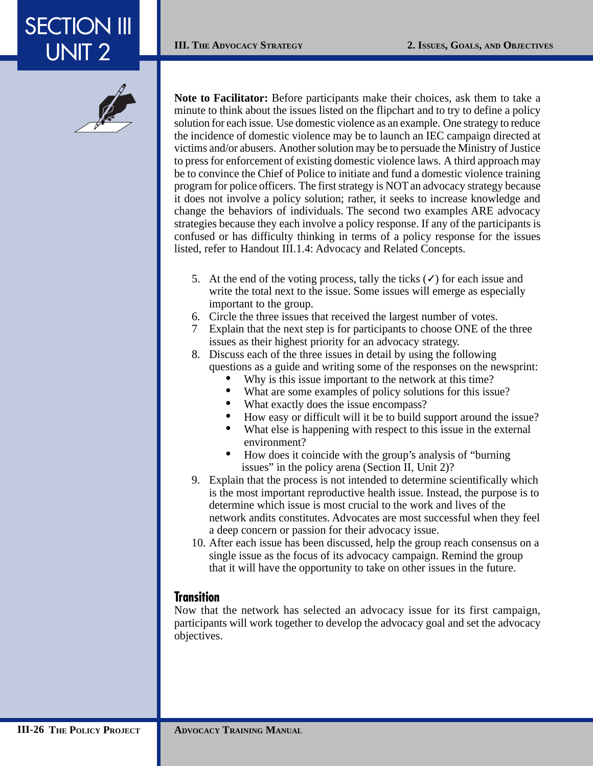**Note to Facilitator:** Before participants make their choices, ask them to take a minute to think about the issues listed on the flipchart and to try to define a policy solution for each issue. Use domestic violence as an example. One strategy to reduce the incidence of domestic violence may be to launch an IEC campaign directed at victims and/or abusers. Another solution may be to persuade the Ministry of Justice to press for enforcement of existing domestic violence laws. A third approach may be to convince the Chief of Police to initiate and fund a domestic violence training program for police officers. The first strategy is NOT an advocacy strategy because it does not involve a policy solution; rather, it seeks to increase knowledge and change the behaviors of individuals. The second two examples ARE advocacy strategies because they each involve a policy response. If any of the participants is confused or has difficulty thinking in terms of a policy response for the issues listed, refer to Handout III.1.4: Advocacy and Related Concepts.

5. At the end of the voting process, tally the ticks (✓) for each issue and write the total next to the issue. Some issues will emerge as especially important to the group.
6. Circle the three issues that received the largest number of votes.
7. Explain that the next step is for participants to choose ONE of the three issues as their highest priority for an advocacy strategy.
8. Discuss each of the three issues in detail by using the following questions as a guide and writing some of the responses on the newsprint:
   - Why is this issue important to the network at this time?
   - What are some examples of policy solutions for this issue?
   - What exactly does the issue encompass?
   - How easy or difficult will it be to build support around the issue?
   - What else is happening with respect to this issue in the external environment?
   - How does it coincide with the group's analysis of "burning issues" in the policy arena (Section II, Unit 2)?
9. Explain that the process is not intended to determine scientifically which is the most important reproductive health issue. Instead, the purpose is to determine which issue is most crucial to the work and lives of the network andits constitutes. Advocates are most successful when they feel a deep concern or passion for their advocacy issue.
10. After each issue has been discussed, help the group reach consensus on a single issue as the focus of its advocacy campaign. Remind the group that it will have the opportunity to take on other issues in the future.

## Transition

Now that the network has selected an advocacy issue for its first campaign, participants will work together to develop the advocacy goal and set the advocacy objectives.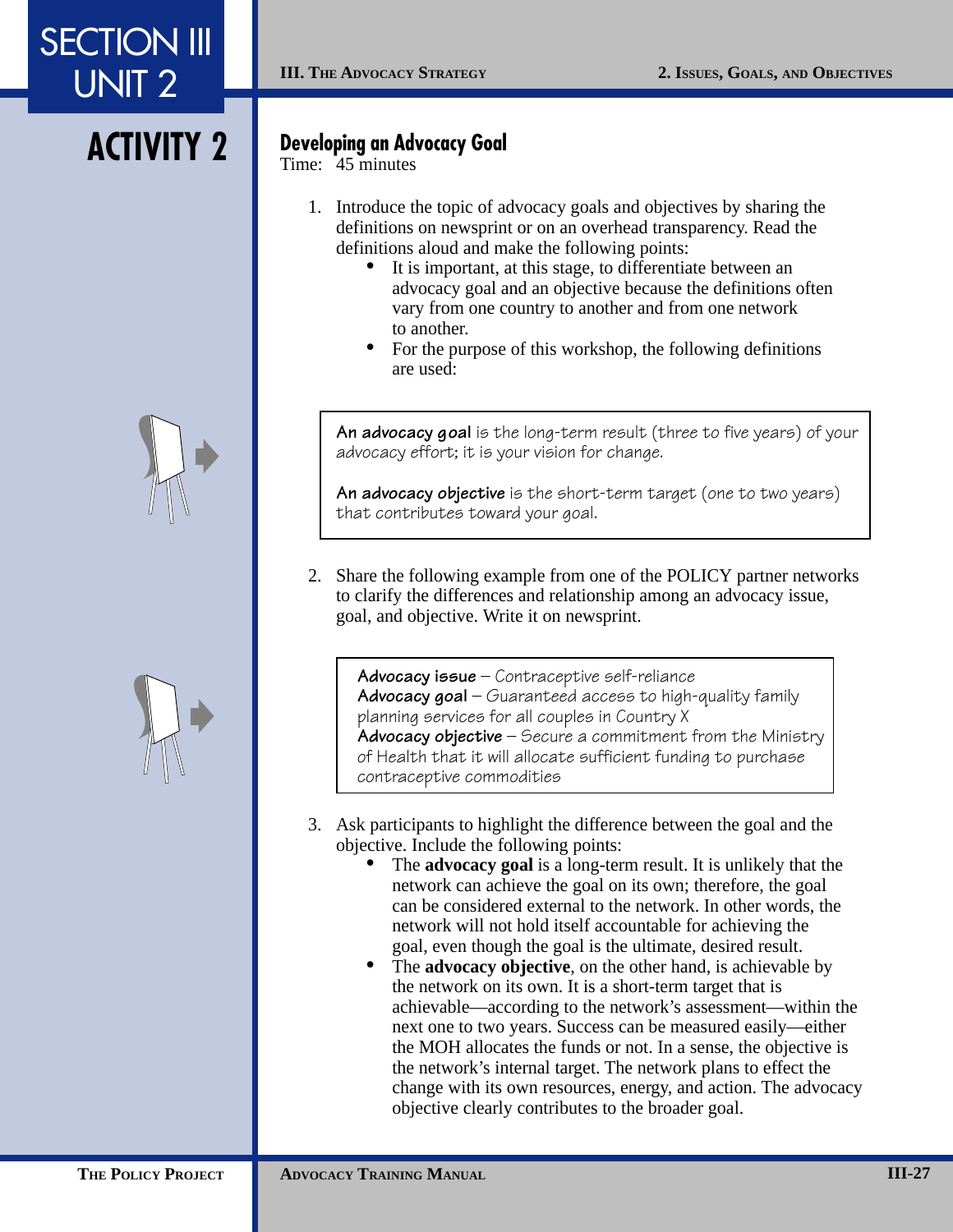# ACTIVITY 2

## Developing an Advocacy Goal

Time: 45 minutes

1. Introduce the topic of advocacy goals and objectives by sharing the definitions on newsprint or on an overhead transparency. Read the definitions aloud and make the following points:
   - It is important, at this stage, to differentiate between an advocacy goal and an objective because the definitions often vary from one country to another and from one network to another.
   - For the purpose of this workshop, the following definitions are used:

> **An advocacy goal** is the long-term result (three to five years) of your advocacy effort; it is your vision for change.
>
> **An advocacy objective** is the short-term target (one to two years) that contributes toward your goal.

2. Share the following example from one of the POLICY partner networks to clarify the differences and relationship among an advocacy issue, goal, and objective. Write it on newsprint.

> **Advocacy issue** – Contraceptive self-reliance
> **Advocacy goal** – Guaranteed access to high-quality family planning services for all couples in Country X
> **Advocacy objective** – Secure a commitment from the Ministry of Health that it will allocate sufficient funding to purchase contraceptive commodities

3. Ask participants to highlight the difference between the goal and the objective. Include the following points:
   - The **advocacy goal** is a long-term result. It is unlikely that the network can achieve the goal on its own; therefore, the goal can be considered external to the network. In other words, the network will not hold itself accountable for achieving the goal, even though the goal is the ultimate, desired result.
   - The **advocacy objective**, on the other hand, is achievable by the network on its own. It is a short-term target that is achievable—according to the network's assessment—within the next one to two years. Success can be measured easily—either the MOH allocates the funds or not. In a sense, the objective is the network's internal target. The network plans to effect the change with its own resources, energy, and action. The advocacy objective clearly contributes to the broader goal.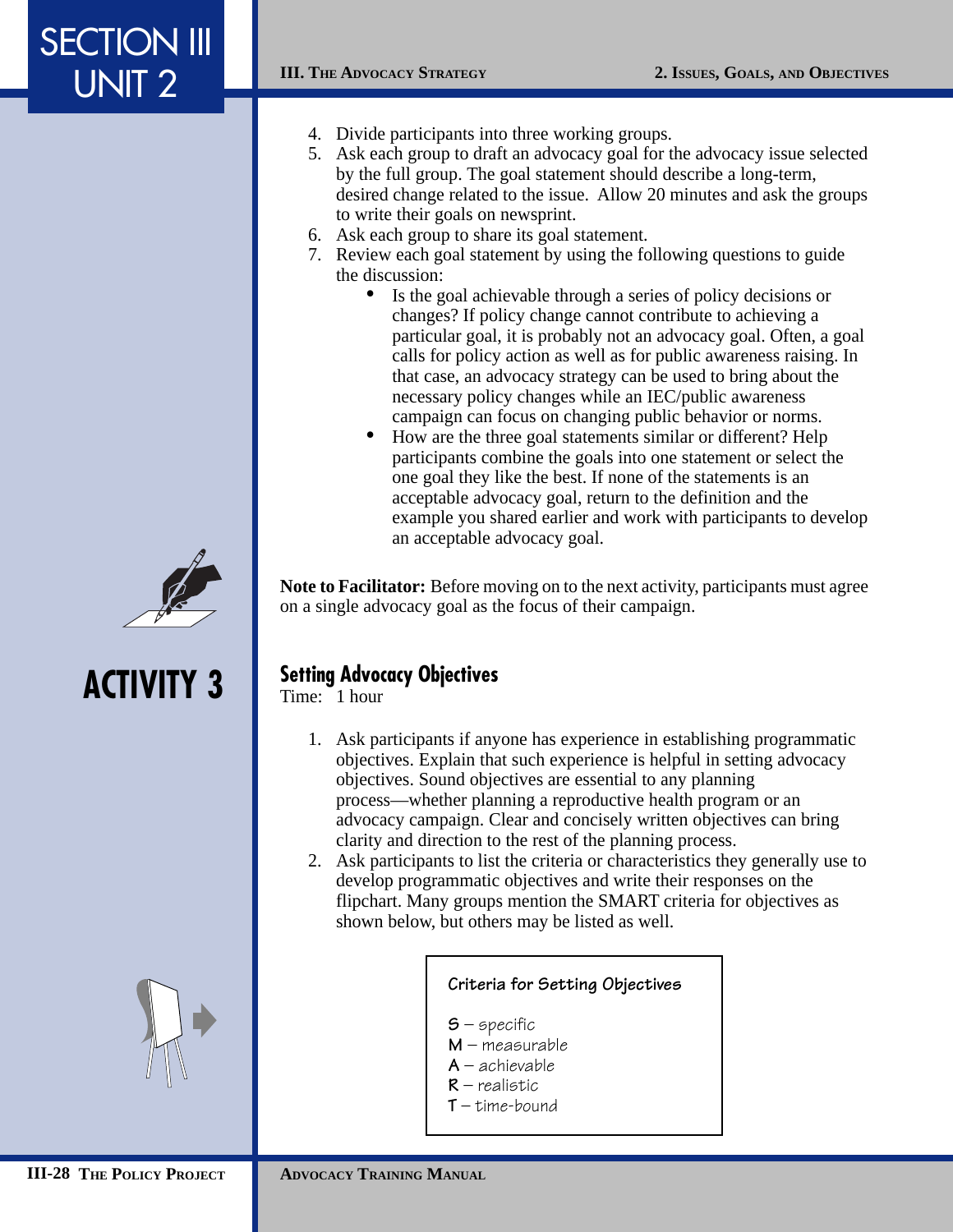4. Divide participants into three working groups.
5. Ask each group to draft an advocacy goal for the advocacy issue selected by the full group. The goal statement should describe a long-term, desired change related to the issue. Allow 20 minutes and ask the groups to write their goals on newsprint.
6. Ask each group to share its goal statement.
7. Review each goal statement by using the following questions to guide the discussion:
   - Is the goal achievable through a series of policy decisions or changes? If policy change cannot contribute to achieving a particular goal, it is probably not an advocacy goal. Often, a goal calls for policy action as well as for public awareness raising. In that case, an advocacy strategy can be used to bring about the necessary policy changes while an IEC/public awareness campaign can focus on changing public behavior or norms.
   - How are the three goal statements similar or different? Help participants combine the goals into one statement or select the one goal they like the best. If none of the statements is an acceptable advocacy goal, return to the definition and the example you shared earlier and work with participants to develop an acceptable advocacy goal.

**Note to Facilitator:** Before moving on to the next activity, participants must agree on a single advocacy goal as the focus of their campaign.

## ACTIVITY 3

### Setting Advocacy Objectives

Time: 1 hour

1. Ask participants if anyone has experience in establishing programmatic objectives. Explain that such experience is helpful in setting advocacy objectives. Sound objectives are essential to any planning process—whether planning a reproductive health program or an advocacy campaign. Clear and concisely written objectives can bring clarity and direction to the rest of the planning process.
2. Ask participants to list the criteria or characteristics they generally use to develop programmatic objectives and write their responses on the flipchart. Many groups mention the SMART criteria for objectives as shown below, but others may be listed as well.

**Criteria for Setting Objectives**

**S** – specific
**M** – measurable
**A** – achievable
**R** – realistic
**T** – time-bound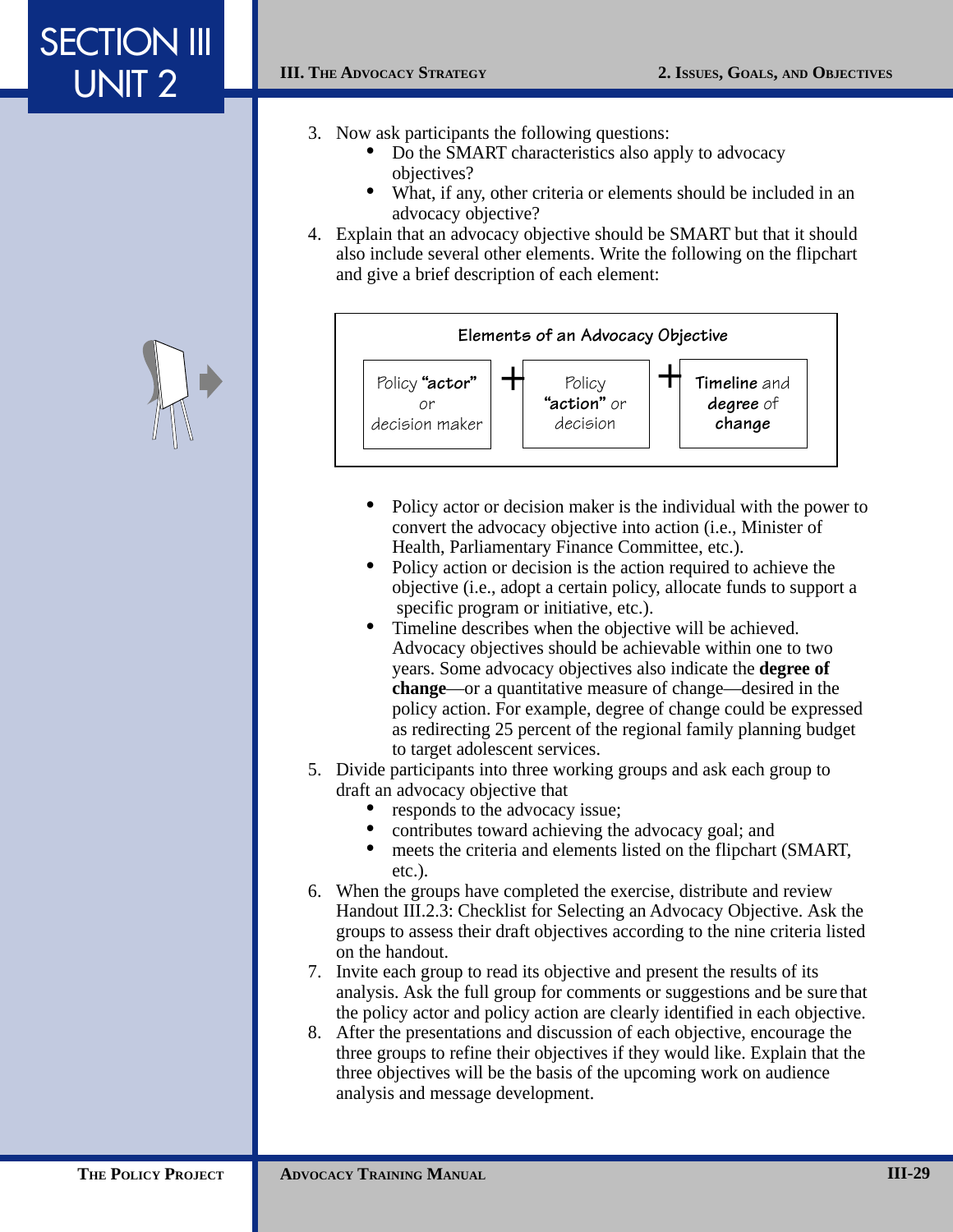3. Now ask participants the following questions:
   - Do the SMART characteristics also apply to advocacy objectives?
   - What, if any, other criteria or elements should be included in an advocacy objective?
4. Explain that an advocacy objective should be SMART but that it should also include several other elements. Write the following on the flipchart and give a brief description of each element:

**Elements of an Advocacy Objective**

| Policy **"actor"** or decision maker | + | Policy **"action"** or decision | + | **Timeline** and **degree** of **change** |
|---|---|---|---|---|

   - Policy actor or decision maker is the individual with the power to convert the advocacy objective into action (i.e., Minister of Health, Parliamentary Finance Committee, etc.).
   - Policy action or decision is the action required to achieve the objective (i.e., adopt a certain policy, allocate funds to support a specific program or initiative, etc.).
   - Timeline describes when the objective will be achieved. Advocacy objectives should be achievable within one to two years. Some advocacy objectives also indicate the **degree of change**—or a quantitative measure of change—desired in the policy action. For example, degree of change could be expressed as redirecting 25 percent of the regional family planning budget to target adolescent services.
5. Divide participants into three working groups and ask each group to draft an advocacy objective that
   - responds to the advocacy issue;
   - contributes toward achieving the advocacy goal; and
   - meets the criteria and elements listed on the flipchart (SMART, etc.).
6. When the groups have completed the exercise, distribute and review Handout III.2.3: Checklist for Selecting an Advocacy Objective. Ask the groups to assess their draft objectives according to the nine criteria listed on the handout.
7. Invite each group to read its objective and present the results of its analysis. Ask the full group for comments or suggestions and be sure that the policy actor and policy action are clearly identified in each objective.
8. After the presentations and discussion of each objective, encourage the three groups to refine their objectives if they would like. Explain that the three objectives will be the basis of the upcoming work on audience analysis and message development.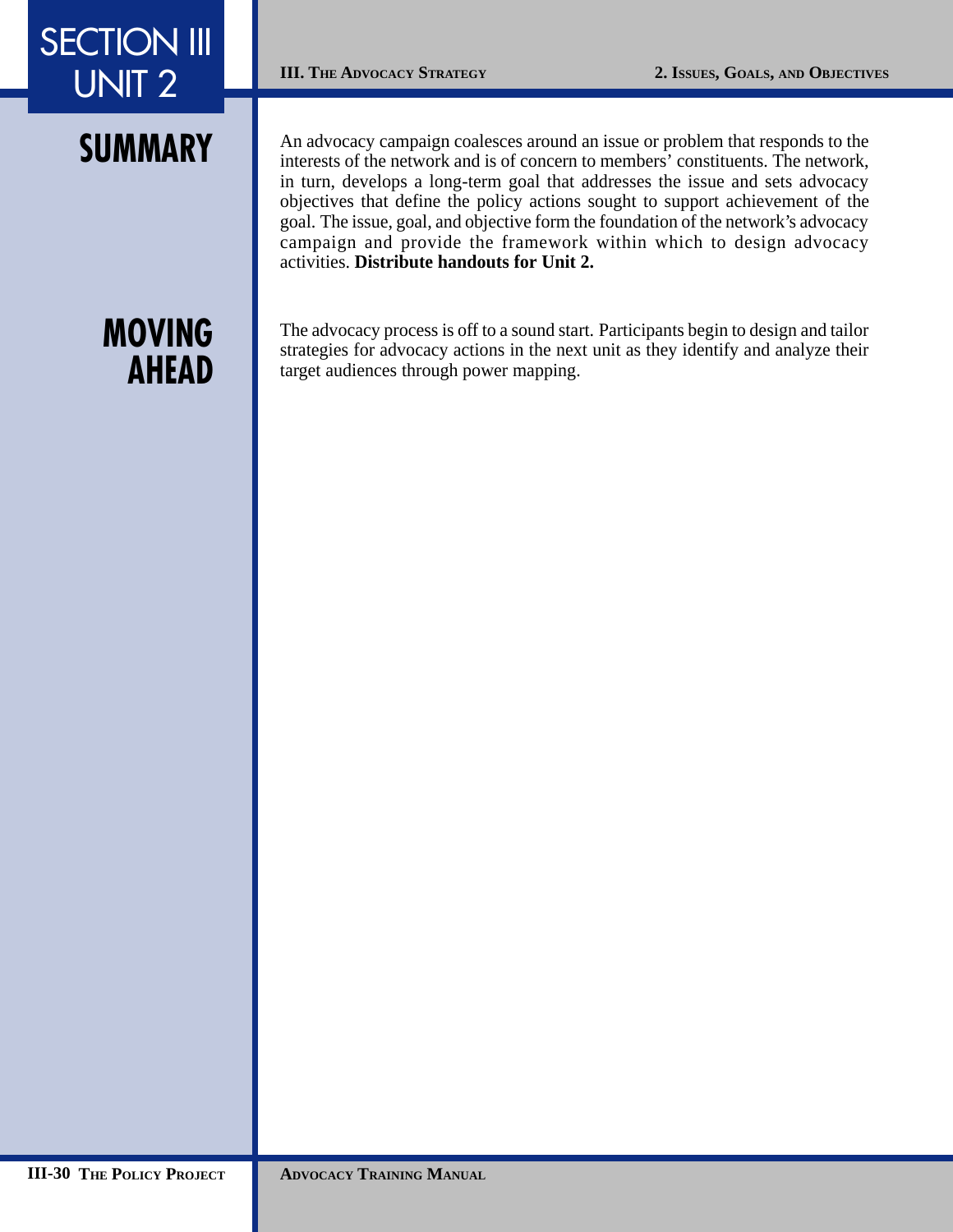## SUMMARY

An advocacy campaign coalesces around an issue or problem that responds to the interests of the network and is of concern to members' constituents. The network, in turn, develops a long-term goal that addresses the issue and sets advocacy objectives that define the policy actions sought to support achievement of the goal. The issue, goal, and objective form the foundation of the network's advocacy campaign and provide the framework within which to design advocacy activities. **Distribute handouts for Unit 2.**

## MOVING AHEAD

The advocacy process is off to a sound start. Participants begin to design and tailor strategies for advocacy actions in the next unit as they identify and analyze their target audiences through power mapping.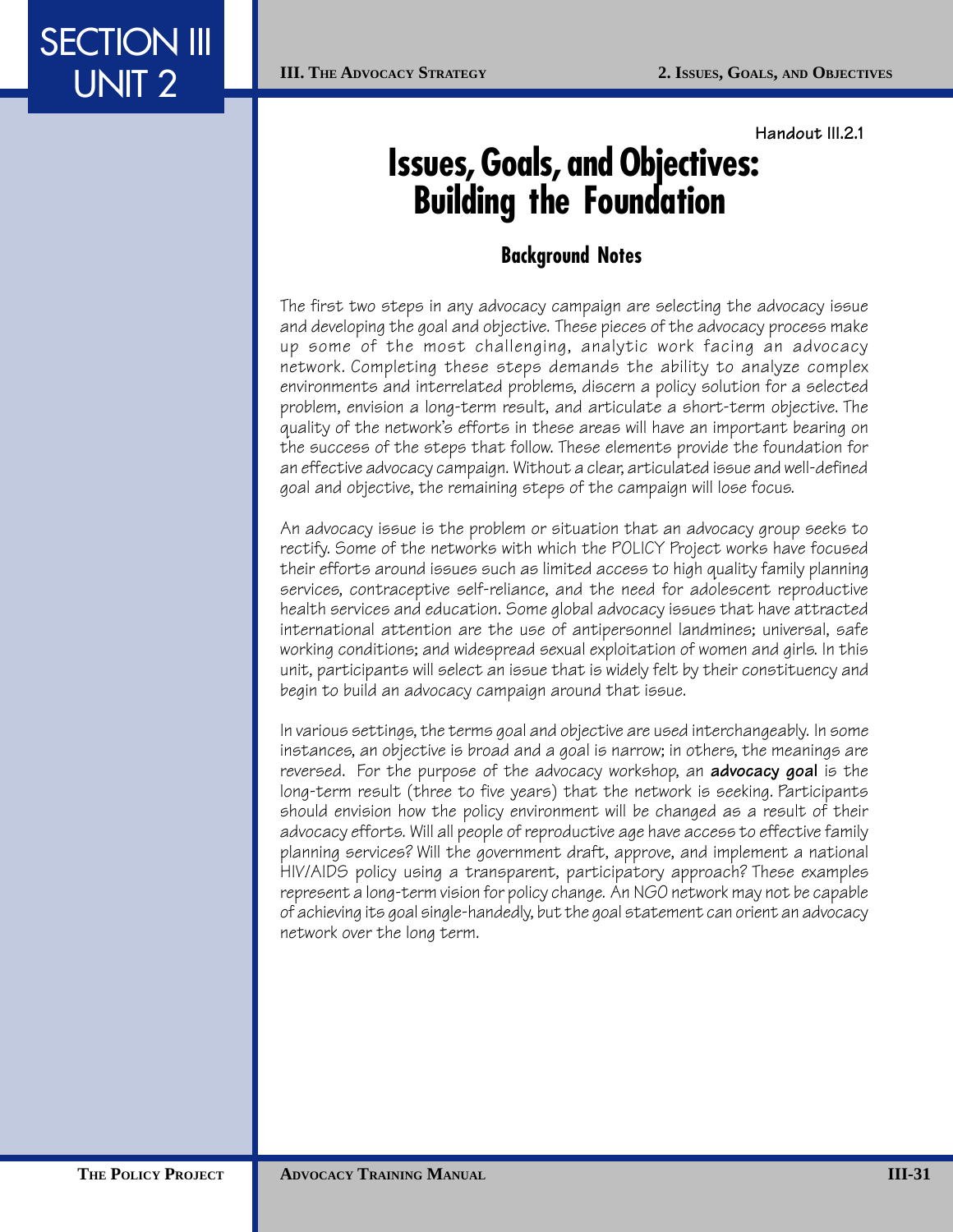Handout III.2.1

# Issues, Goals, and Objectives: Building the Foundation

## Background Notes

The first two steps in any advocacy campaign are selecting the advocacy issue and developing the goal and objective. These pieces of the advocacy process make up some of the most challenging, analytic work facing an advocacy network. Completing these steps demands the ability to analyze complex environments and interrelated problems, discern a policy solution for a selected problem, envision a long-term result, and articulate a short-term objective. The quality of the network's efforts in these areas will have an important bearing on the success of the steps that follow. These elements provide the foundation for an effective advocacy campaign. Without a clear, articulated issue and well-defined goal and objective, the remaining steps of the campaign will lose focus.

An advocacy issue is the problem or situation that an advocacy group seeks to rectify. Some of the networks with which the POLICY Project works have focused their efforts around issues such as limited access to high quality family planning services, contraceptive self-reliance, and the need for adolescent reproductive health services and education. Some global advocacy issues that have attracted international attention are the use of antipersonnel landmines; universal, safe working conditions; and widespread sexual exploitation of women and girls. In this unit, participants will select an issue that is widely felt by their constituency and begin to build an advocacy campaign around that issue.

In various settings, the terms goal and objective are used interchangeably. In some instances, an objective is broad and a goal is narrow; in others, the meanings are reversed. For the purpose of the advocacy workshop, an **advocacy goal** is the long-term result (three to five years) that the network is seeking. Participants should envision how the policy environment will be changed as a result of their advocacy efforts. Will all people of reproductive age have access to effective family planning services? Will the government draft, approve, and implement a national HIV/AIDS policy using a transparent, participatory approach? These examples represent a long-term vision for policy change. An NGO network may not be capable of achieving its goal single-handedly, but the goal statement can orient an advocacy network over the long term.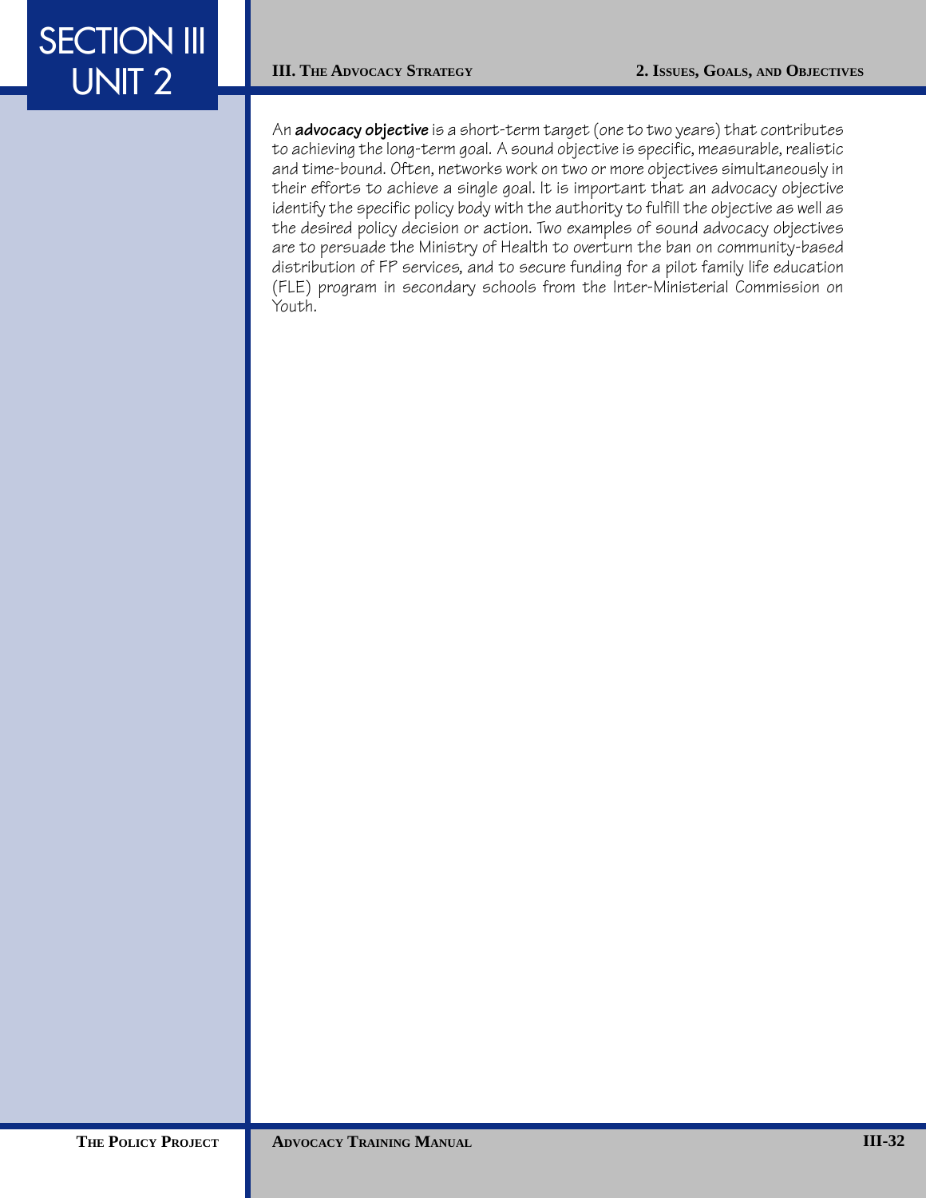An **advocacy objective** is a short-term target (one to two years) that contributes to achieving the long-term goal. A sound objective is specific, measurable, realistic and time-bound. Often, networks work on two or more objectives simultaneously in their efforts to achieve a single goal. It is important that an advocacy objective identify the specific policy body with the authority to fulfill the objective as well as the desired policy decision or action. Two examples of sound advocacy objectives are to persuade the Ministry of Health to overturn the ban on community-based distribution of FP services, and to secure funding for a pilot family life education (FLE) program in secondary schools from the Inter-Ministerial Commission on Youth.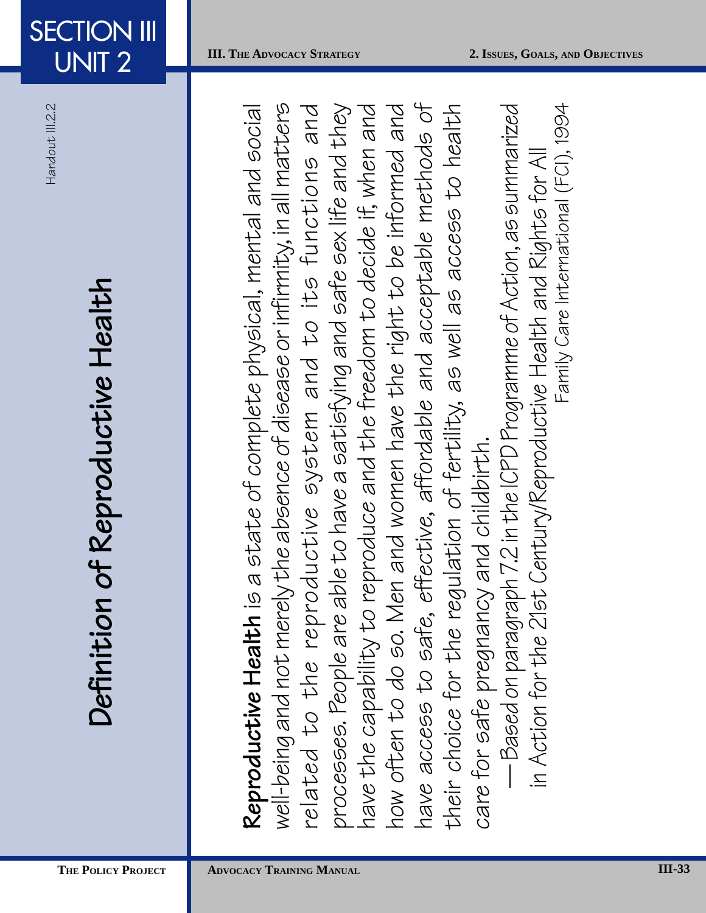Handout III.2.2

# Definition of Reproductive Health

**Reproductive Health** is a state of complete physical, mental and social well-being and not merely the absence of disease or infirmity, in all matters related to the reproductive system and to its functions and processes. People are able to have a satisfying and safe sex life and they have the capability to reproduce and the freedom to decide if, when and how often to do so. Men and women have the right to be informed and have access to safe, effective, affordable and acceptable methods of their choice for the regulation of fertility, as well as access to health care for safe pregnancy and childbirth.

—Based on paragraph 7.2 in the ICPD Programme of Action, as summarized in Action for the 21st Century/Reproductive Health and Rights for All

Family Care International (FCI), 1994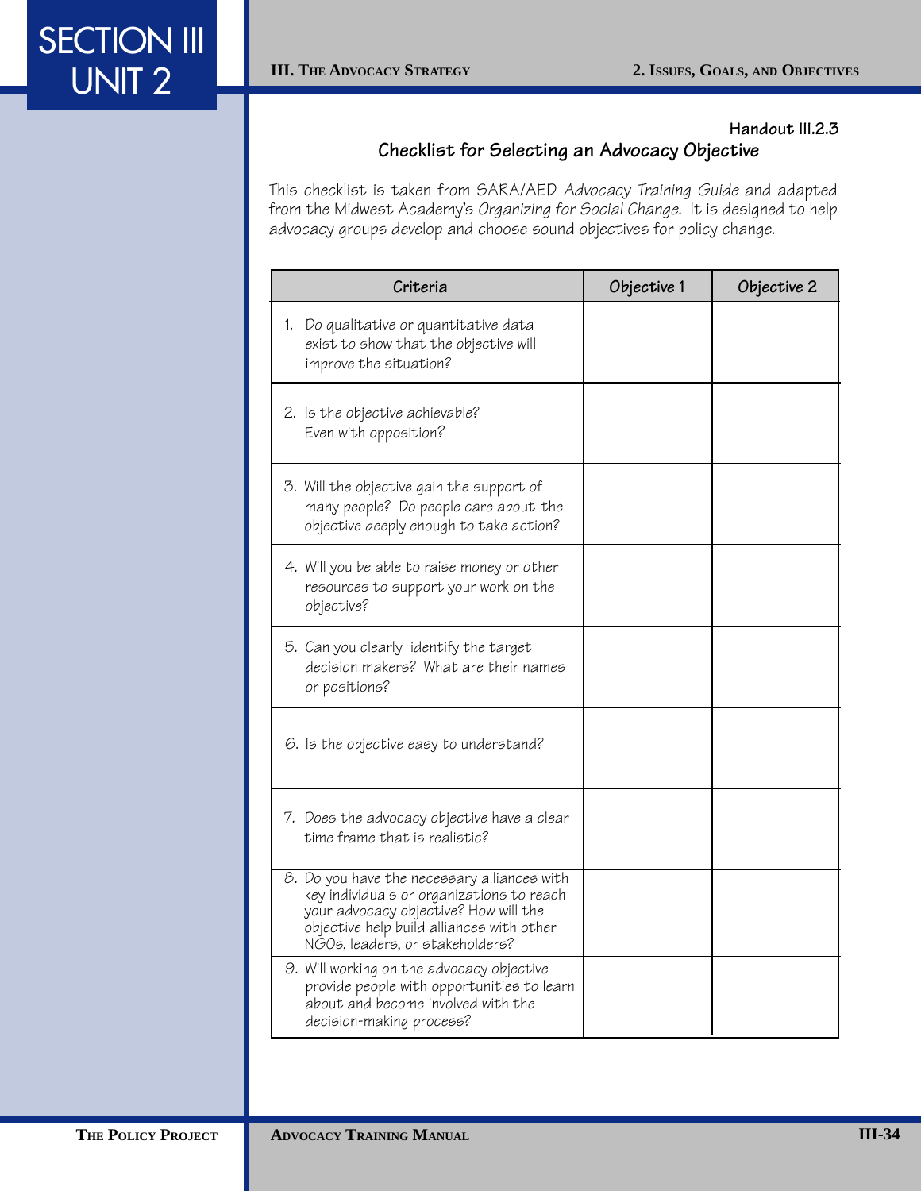Handout III.2.3

## Checklist for Selecting an Advocacy Objective

This checklist is taken from SARA/AED *Advocacy Training Guide* and adapted from the Midwest Academy's *Organizing for Social Change.* It is designed to help advocacy groups develop and choose sound objectives for policy change.

| Criteria | Objective 1 | Objective 2 |
|---|---|---|
| 1. Do qualitative or quantitative data exist to show that the objective will improve the situation? | | |
| 2. Is the objective achievable? Even with opposition? | | |
| 3. Will the objective gain the support of many people? Do people care about the objective deeply enough to take action? | | |
| 4. Will you be able to raise money or other resources to support your work on the objective? | | |
| 5. Can you clearly identify the target decision makers? What are their names or positions? | | |
| 6. Is the objective easy to understand? | | |
| 7. Does the advocacy objective have a clear time frame that is realistic? | | |
| 8. Do you have the necessary alliances with key individuals or organizations to reach your advocacy objective? How will the objective help build alliances with other NGOs, leaders, or stakeholders? | | |
| 9. Will working on the advocacy objective provide people with opportunities to learn about and become involved with the decision-making process? | | |